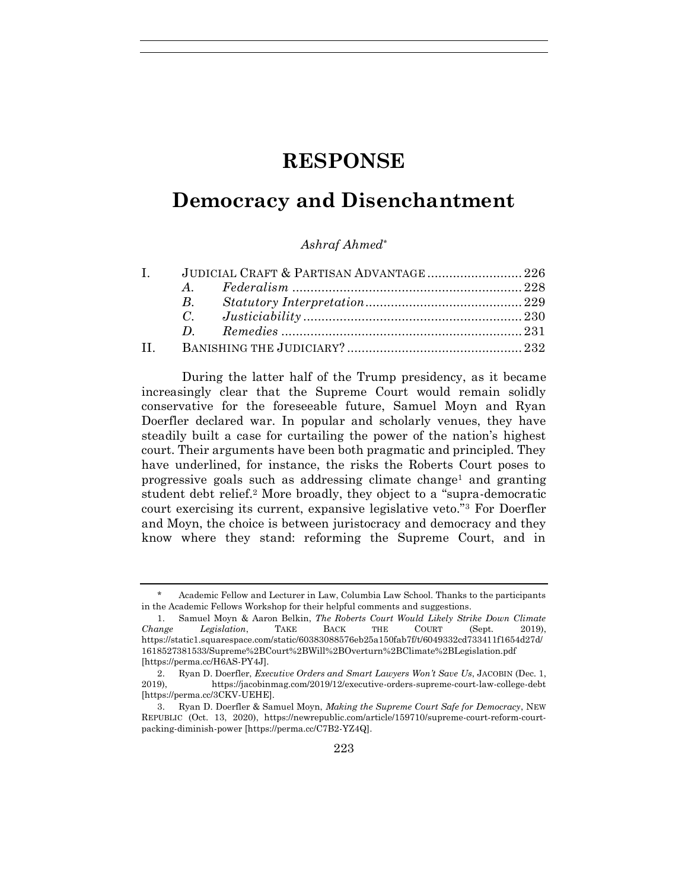# RESPONSE

# Democracy and Disenchantment

*Ashraf Ahmed*[*]

| | | | |
|---|---|---|---|
| I. | JUDICIAL CRAFT & PARTISAN ADVANTAGE | | 226 |
| | *A.* | *Federalism* | 228 |
| | *B.* | *Statutory Interpretation* | 229 |
| | *C.* | *Justiciability* | 230 |
| | *D.* | *Remedies* | 231 |
| II. | BANISHING THE JUDICIARY? | | 232 |

During the latter half of the Trump presidency, as it became increasingly clear that the Supreme Court would remain solidly conservative for the foreseeable future, Samuel Moyn and Ryan Doerfler declared war. In popular and scholarly venues, they have steadily built a case for curtailing the power of the nation's highest court. Their arguments have been both pragmatic and principled. They have underlined, for instance, the risks the Roberts Court poses to progressive goals such as addressing climate change[1] and granting student debt relief.[2] More broadly, they object to a "supra-democratic court exercising its current, expansive legislative veto."[3] For Doerfler and Moyn, the choice is between juristocracy and democracy and they know where they stand: reforming the Supreme Court, and in

---

\* Academic Fellow and Lecturer in Law, Columbia Law School. Thanks to the participants in the Academic Fellows Workshop for their helpful comments and suggestions.

1. Samuel Moyn & Aaron Belkin, *The Roberts Court Would Likely Strike Down Climate Change Legislation*, TAKE BACK THE COURT (Sept. 2019), https://static1.squarespace.com/static/60383088576eb25a150fab7f/t/6049332cd733411f1654d27d/1618527381533/Supreme%2BCourt%2BWill%2BOverturn%2BClimate%2BLegislation.pdf [https://perma.cc/H6AS-PY4J].

2. Ryan D. Doerfler, *Executive Orders and Smart Lawyers Won't Save Us*, JACOBIN (Dec. 1, 2019), https://jacobinmag.com/2019/12/executive-orders-supreme-court-law-college-debt [https://perma.cc/3CKV-UEHE].

3. Ryan D. Doerfler & Samuel Moyn, *Making the Supreme Court Safe for Democracy*, NEW REPUBLIC (Oct. 13, 2020), https://newrepublic.com/article/159710/supreme-court-reform-court-packing-diminish-power [https://perma.cc/C7B2-YZ4Q].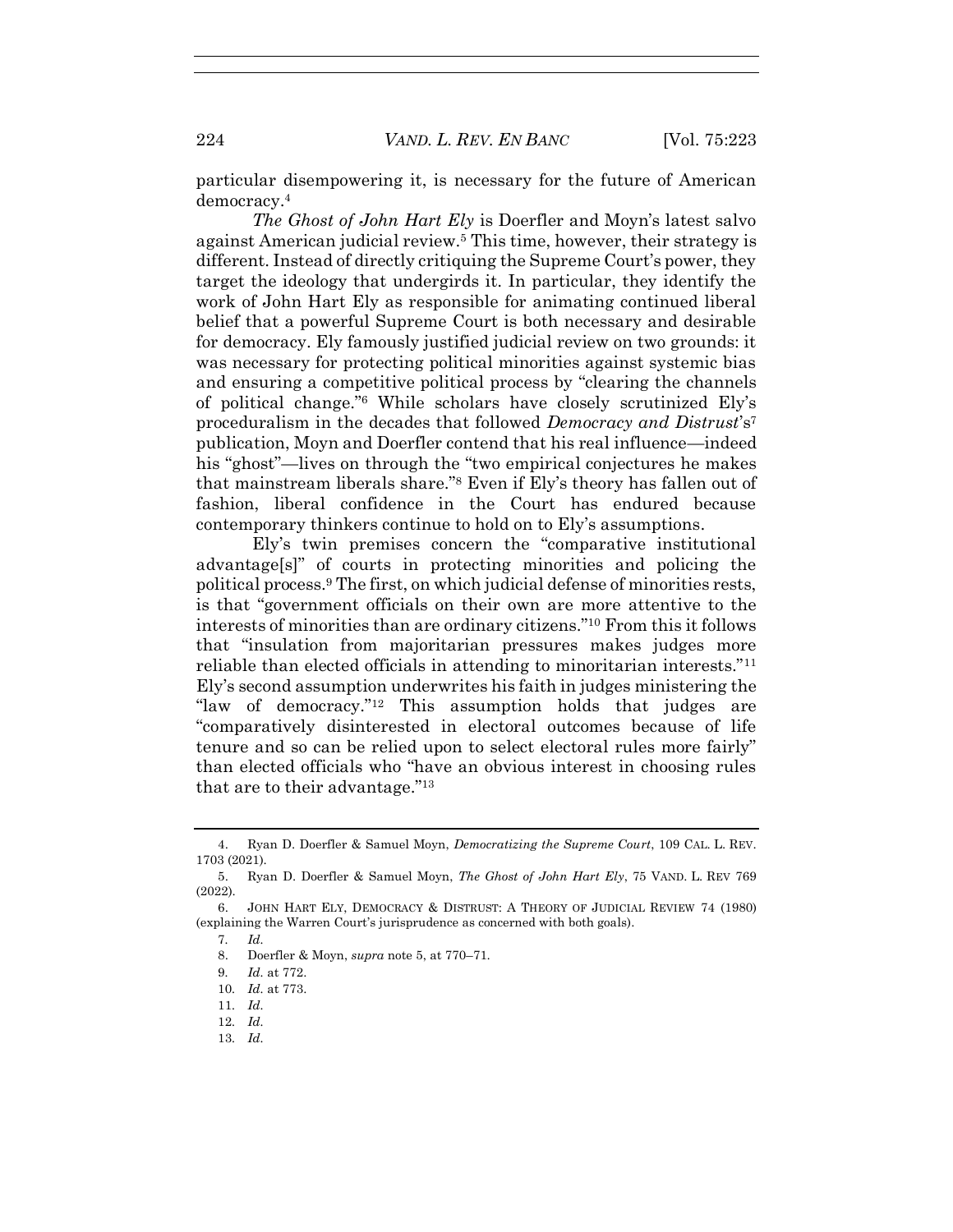particular disempowering it, is necessary for the future of American democracy.[4]

*The Ghost of John Hart Ely* is Doerfler and Moyn's latest salvo against American judicial review.[5] This time, however, their strategy is different. Instead of directly critiquing the Supreme Court's power, they target the ideology that undergirds it. In particular, they identify the work of John Hart Ely as responsible for animating continued liberal belief that a powerful Supreme Court is both necessary and desirable for democracy. Ely famously justified judicial review on two grounds: it was necessary for protecting political minorities against systemic bias and ensuring a competitive political process by "clearing the channels of political change."[6] While scholars have closely scrutinized Ely's proceduralism in the decades that followed *Democracy and Distrust*'s[7] publication, Moyn and Doerfler contend that his real influence—indeed his "ghost"—lives on through the "two empirical conjectures he makes that mainstream liberals share."[8] Even if Ely's theory has fallen out of fashion, liberal confidence in the Court has endured because contemporary thinkers continue to hold on to Ely's assumptions.

Ely's twin premises concern the "comparative institutional advantage[s]" of courts in protecting minorities and policing the political process.[9] The first, on which judicial defense of minorities rests, is that "government officials on their own are more attentive to the interests of minorities than are ordinary citizens."[10] From this it follows that "insulation from majoritarian pressures makes judges more reliable than elected officials in attending to minoritarian interests."[11] Ely's second assumption underwrites his faith in judges ministering the "law of democracy."[12] This assumption holds that judges are "comparatively disinterested in electoral outcomes because of life tenure and so can be relied upon to select electoral rules more fairly" than elected officials who "have an obvious interest in choosing rules that are to their advantage."[13]

---

4. Ryan D. Doerfler & Samuel Moyn, *Democratizing the Supreme Court*, 109 CAL. L. REV. 1703 (2021).

5. Ryan D. Doerfler & Samuel Moyn, *The Ghost of John Hart Ely*, 75 VAND. L. REV 769 (2022).

6. JOHN HART ELY, DEMOCRACY & DISTRUST: A THEORY OF JUDICIAL REVIEW 74 (1980) (explaining the Warren Court's jurisprudence as concerned with both goals).

7. *Id.*

8. Doerfler & Moyn, *supra* note 5, at 770–71.

9. *Id.* at 772.

10. *Id.* at 773.

11. *Id.*

12. *Id.*

13. *Id.*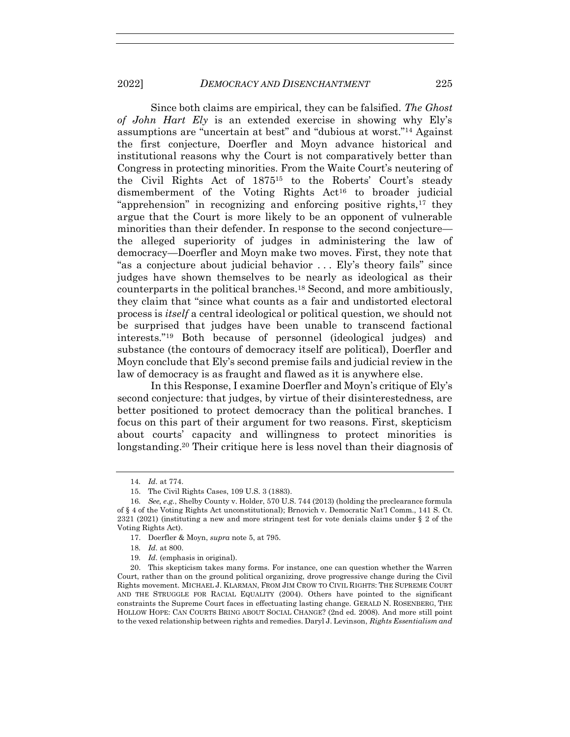Since both claims are empirical, they can be falsified. *The Ghost of John Hart Ely* is an extended exercise in showing why Ely's assumptions are "uncertain at best" and "dubious at worst."[14] Against the first conjecture, Doerfler and Moyn advance historical and institutional reasons why the Court is not comparatively better than Congress in protecting minorities. From the Waite Court's neutering of the Civil Rights Act of 1875[15] to the Roberts' Court's steady dismemberment of the Voting Rights Act[16] to broader judicial "apprehension" in recognizing and enforcing positive rights,[17] they argue that the Court is more likely to be an opponent of vulnerable minorities than their defender. In response to the second conjecture—the alleged superiority of judges in administering the law of democracy—Doerfler and Moyn make two moves. First, they note that "as a conjecture about judicial behavior . . . Ely's theory fails" since judges have shown themselves to be nearly as ideological as their counterparts in the political branches.[18] Second, and more ambitiously, they claim that "since what counts as a fair and undistorted electoral process is *itself* a central ideological or political question, we should not be surprised that judges have been unable to transcend factional interests."[19] Both because of personnel (ideological judges) and substance (the contours of democracy itself are political), Doerfler and Moyn conclude that Ely's second premise fails and judicial review in the law of democracy is as fraught and flawed as it is anywhere else.

In this Response, I examine Doerfler and Moyn's critique of Ely's second conjecture: that judges, by virtue of their disinterestedness, are better positioned to protect democracy than the political branches. I focus on this part of their argument for two reasons. First, skepticism about courts' capacity and willingness to protect minorities is longstanding.[20] Their critique here is less novel than their diagnosis of

---

14. *Id.* at 774.

15. The Civil Rights Cases, 109 U.S. 3 (1883).

16. *See, e.g.*, Shelby County v. Holder, 570 U.S. 744 (2013) (holding the preclearance formula of § 4 of the Voting Rights Act unconstitutional); Brnovich v. Democratic Nat'l Comm., 141 S. Ct. 2321 (2021) (instituting a new and more stringent test for vote denials claims under § 2 of the Voting Rights Act).

17. Doerfler & Moyn, *supra* note 5, at 795.

18. *Id.* at 800.

19. *Id.* (emphasis in original).

20. This skepticism takes many forms. For instance, one can question whether the Warren Court, rather than on the ground political organizing, drove progressive change during the Civil Rights movement. MICHAEL J. KLARMAN, FROM JIM CROW TO CIVIL RIGHTS: THE SUPREME COURT AND THE STRUGGLE FOR RACIAL EQUALITY (2004). Others have pointed to the significant constraints the Supreme Court faces in effectuating lasting change. GERALD N. ROSENBERG, THE HOLLOW HOPE: CAN COURTS BRING ABOUT SOCIAL CHANGE? (2nd ed. 2008). And more still point to the vexed relationship between rights and remedies. Daryl J. Levinson, *Rights Essentialism and*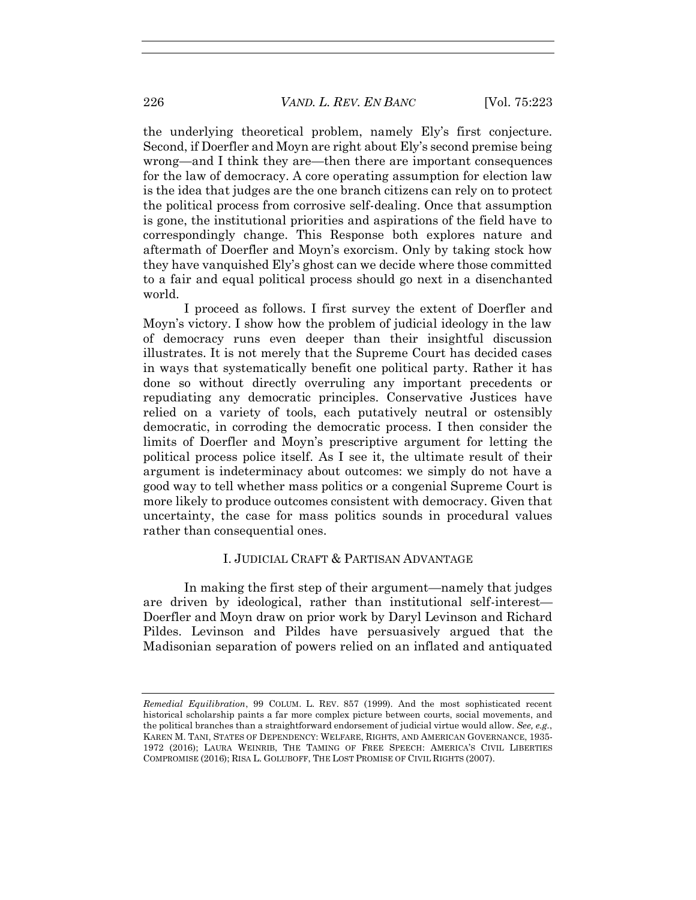the underlying theoretical problem, namely Ely's first conjecture. Second, if Doerfler and Moyn are right about Ely's second premise being wrong—and I think they are—then there are important consequences for the law of democracy. A core operating assumption for election law is the idea that judges are the one branch citizens can rely on to protect the political process from corrosive self-dealing. Once that assumption is gone, the institutional priorities and aspirations of the field have to correspondingly change. This Response both explores nature and aftermath of Doerfler and Moyn's exorcism. Only by taking stock how they have vanquished Ely's ghost can we decide where those committed to a fair and equal political process should go next in a disenchanted world.

I proceed as follows. I first survey the extent of Doerfler and Moyn's victory. I show how the problem of judicial ideology in the law of democracy runs even deeper than their insightful discussion illustrates. It is not merely that the Supreme Court has decided cases in ways that systematically benefit one political party. Rather it has done so without directly overruling any important precedents or repudiating any democratic principles. Conservative Justices have relied on a variety of tools, each putatively neutral or ostensibly democratic, in corroding the democratic process. I then consider the limits of Doerfler and Moyn's prescriptive argument for letting the political process police itself. As I see it, the ultimate result of their argument is indeterminacy about outcomes: we simply do not have a good way to tell whether mass politics or a congenial Supreme Court is more likely to produce outcomes consistent with democracy. Given that uncertainty, the case for mass politics sounds in procedural values rather than consequential ones.

## I. JUDICIAL CRAFT & PARTISAN ADVANTAGE

In making the first step of their argument—namely that judges are driven by ideological, rather than institutional self-interest—Doerfler and Moyn draw on prior work by Daryl Levinson and Richard Pildes. Levinson and Pildes have persuasively argued that the Madisonian separation of powers relied on an inflated and antiquated

---

*Remedial Equilibration*, 99 COLUM. L. REV. 857 (1999). And the most sophisticated recent historical scholarship paints a far more complex picture between courts, social movements, and the political branches than a straightforward endorsement of judicial virtue would allow. *See, e.g.*, KAREN M. TANI, STATES OF DEPENDENCY: WELFARE, RIGHTS, AND AMERICAN GOVERNANCE, 1935-1972 (2016); LAURA WEINRIB, THE TAMING OF FREE SPEECH: AMERICA'S CIVIL LIBERTIES COMPROMISE (2016); RISA L. GOLUBOFF, THE LOST PROMISE OF CIVIL RIGHTS (2007).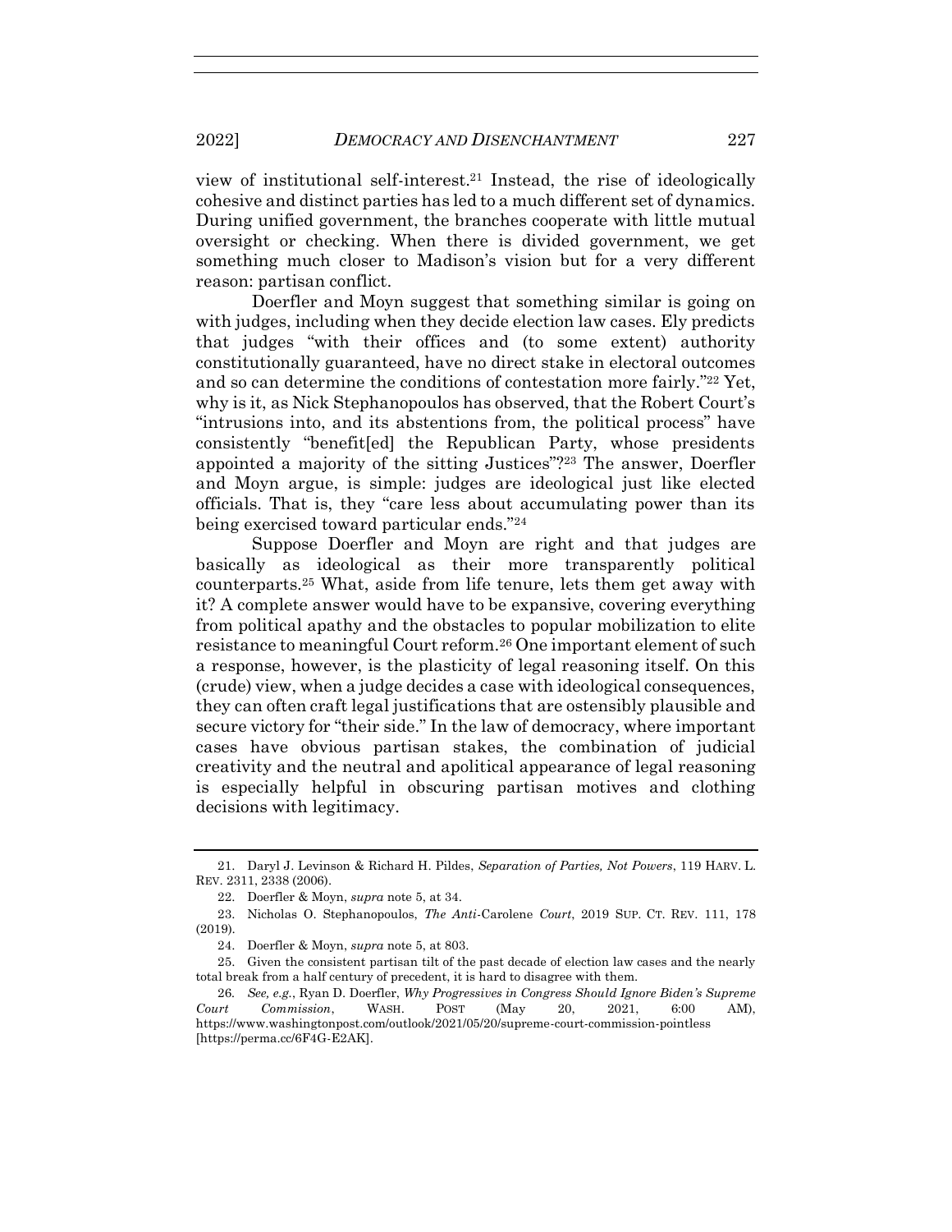view of institutional self-interest.[21] Instead, the rise of ideologically cohesive and distinct parties has led to a much different set of dynamics. During unified government, the branches cooperate with little mutual oversight or checking. When there is divided government, we get something much closer to Madison's vision but for a very different reason: partisan conflict.

Doerfler and Moyn suggest that something similar is going on with judges, including when they decide election law cases. Ely predicts that judges "with their offices and (to some extent) authority constitutionally guaranteed, have no direct stake in electoral outcomes and so can determine the conditions of contestation more fairly."[22] Yet, why is it, as Nick Stephanopoulos has observed, that the Robert Court's "intrusions into, and its abstentions from, the political process" have consistently "benefit[ed] the Republican Party, whose presidents appointed a majority of the sitting Justices"?[23] The answer, Doerfler and Moyn argue, is simple: judges are ideological just like elected officials. That is, they "care less about accumulating power than its being exercised toward particular ends."[24]

Suppose Doerfler and Moyn are right and that judges are basically as ideological as their more transparently political counterparts.[25] What, aside from life tenure, lets them get away with it? A complete answer would have to be expansive, covering everything from political apathy and the obstacles to popular mobilization to elite resistance to meaningful Court reform.[26] One important element of such a response, however, is the plasticity of legal reasoning itself. On this (crude) view, when a judge decides a case with ideological consequences, they can often craft legal justifications that are ostensibly plausible and secure victory for "their side." In the law of democracy, where important cases have obvious partisan stakes, the combination of judicial creativity and the neutral and apolitical appearance of legal reasoning is especially helpful in obscuring partisan motives and clothing decisions with legitimacy.

---

21. Daryl J. Levinson & Richard H. Pildes, *Separation of Parties, Not Powers*, 119 HARV. L. REV. 2311, 2338 (2006).

22. Doerfler & Moyn, *supra* note 5, at 34.

23. Nicholas O. Stephanopoulos, *The Anti-*Carolene *Court*, 2019 SUP. CT. REV. 111, 178 (2019).

24. Doerfler & Moyn, *supra* note 5, at 803.

25. Given the consistent partisan tilt of the past decade of election law cases and the nearly total break from a half century of precedent, it is hard to disagree with them.

26. *See, e.g.*, Ryan D. Doerfler, *Why Progressives in Congress Should Ignore Biden's Supreme Court Commission*, WASH. POST (May 20, 2021, 6:00 AM), https://www.washingtonpost.com/outlook/2021/05/20/supreme-court-commission-pointless [https://perma.cc/6F4G-E2AK].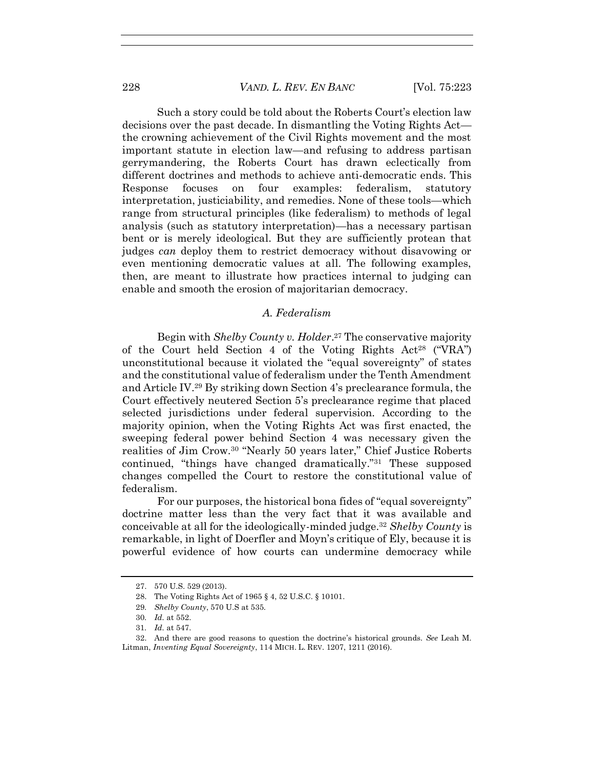Such a story could be told about the Roberts Court's election law decisions over the past decade. In dismantling the Voting Rights Act—the crowning achievement of the Civil Rights movement and the most important statute in election law—and refusing to address partisan gerrymandering, the Roberts Court has drawn eclectically from different doctrines and methods to achieve anti-democratic ends. This Response focuses on four examples: federalism, statutory interpretation, justiciability, and remedies. None of these tools—which range from structural principles (like federalism) to methods of legal analysis (such as statutory interpretation)—has a necessary partisan bent or is merely ideological. But they are sufficiently protean that judges *can* deploy them to restrict democracy without disavowing or even mentioning democratic values at all. The following examples, then, are meant to illustrate how practices internal to judging can enable and smooth the erosion of majoritarian democracy.

### *A. Federalism*

Begin with *Shelby County v. Holder*.[27] The conservative majority of the Court held Section 4 of the Voting Rights Act[28] ("VRA") unconstitutional because it violated the "equal sovereignty" of states and the constitutional value of federalism under the Tenth Amendment and Article IV.[29] By striking down Section 4's preclearance formula, the Court effectively neutered Section 5's preclearance regime that placed selected jurisdictions under federal supervision. According to the majority opinion, when the Voting Rights Act was first enacted, the sweeping federal power behind Section 4 was necessary given the realities of Jim Crow.[30] "Nearly 50 years later," Chief Justice Roberts continued, "things have changed dramatically."[31] These supposed changes compelled the Court to restore the constitutional value of federalism.

For our purposes, the historical bona fides of "equal sovereignty" doctrine matter less than the very fact that it was available and conceivable at all for the ideologically-minded judge.[32] *Shelby County* is remarkable, in light of Doerfler and Moyn's critique of Ely, because it is powerful evidence of how courts can undermine democracy while

---

27. 570 U.S. 529 (2013).

28. The Voting Rights Act of 1965 § 4, 52 U.S.C. § 10101.

29. *Shelby County*, 570 U.S at 535.

30. *Id.* at 552.

31. *Id.* at 547.

32. And there are good reasons to question the doctrine's historical grounds. *See* Leah M. Litman, *Inventing Equal Sovereignty*, 114 MICH. L. REV. 1207, 1211 (2016).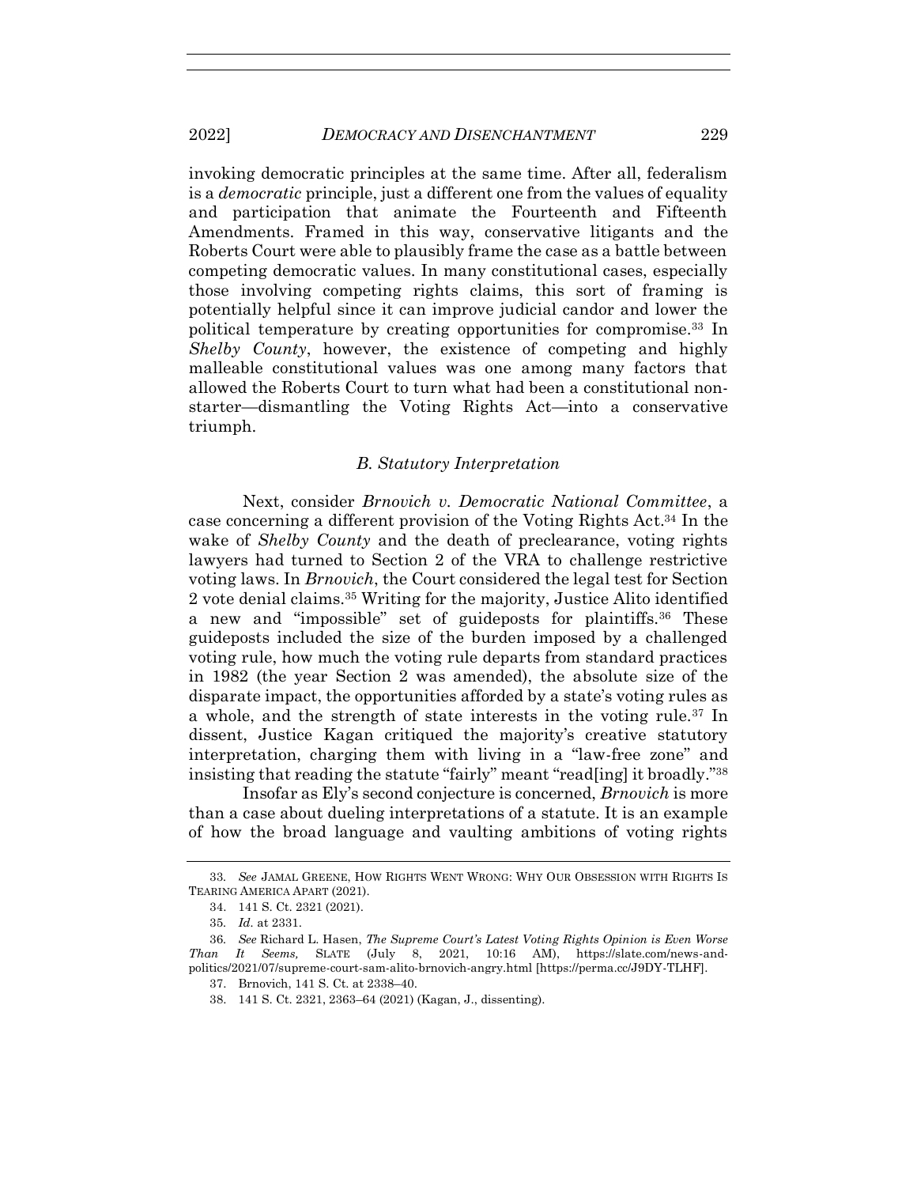invoking democratic principles at the same time. After all, federalism is a *democratic* principle, just a different one from the values of equality and participation that animate the Fourteenth and Fifteenth Amendments. Framed in this way, conservative litigants and the Roberts Court were able to plausibly frame the case as a battle between competing democratic values. In many constitutional cases, especially those involving competing rights claims, this sort of framing is potentially helpful since it can improve judicial candor and lower the political temperature by creating opportunities for compromise.[33] In *Shelby County*, however, the existence of competing and highly malleable constitutional values was one among many factors that allowed the Roberts Court to turn what had been a constitutional non-starter—dismantling the Voting Rights Act—into a conservative triumph.

### *B. Statutory Interpretation*

Next, consider *Brnovich v. Democratic National Committee*, a case concerning a different provision of the Voting Rights Act.[34] In the wake of *Shelby County* and the death of preclearance, voting rights lawyers had turned to Section 2 of the VRA to challenge restrictive voting laws. In *Brnovich*, the Court considered the legal test for Section 2 vote denial claims.[35] Writing for the majority, Justice Alito identified a new and "impossible" set of guideposts for plaintiffs.[36] These guideposts included the size of the burden imposed by a challenged voting rule, how much the voting rule departs from standard practices in 1982 (the year Section 2 was amended), the absolute size of the disparate impact, the opportunities afforded by a state's voting rules as a whole, and the strength of state interests in the voting rule.[37] In dissent, Justice Kagan critiqued the majority's creative statutory interpretation, charging them with living in a "law-free zone" and insisting that reading the statute "fairly" meant "read[ing] it broadly."[38]

Insofar as Ely's second conjecture is concerned, *Brnovich* is more than a case about dueling interpretations of a statute. It is an example of how the broad language and vaulting ambitions of voting rights

---

33. *See* JAMAL GREENE, HOW RIGHTS WENT WRONG: WHY OUR OBSESSION WITH RIGHTS IS TEARING AMERICA APART (2021).

34. 141 S. Ct. 2321 (2021).

35. *Id.* at 2331.

36. *See* Richard L. Hasen, *The Supreme Court's Latest Voting Rights Opinion is Even Worse Than It Seems,* SLATE (July 8, 2021, 10:16 AM), https://slate.com/news-and-politics/2021/07/supreme-court-sam-alito-brnovich-angry.html [https://perma.cc/J9DY-TLHF].

37. Brnovich, 141 S. Ct. at 2338–40.

38. 141 S. Ct. 2321, 2363–64 (2021) (Kagan, J., dissenting).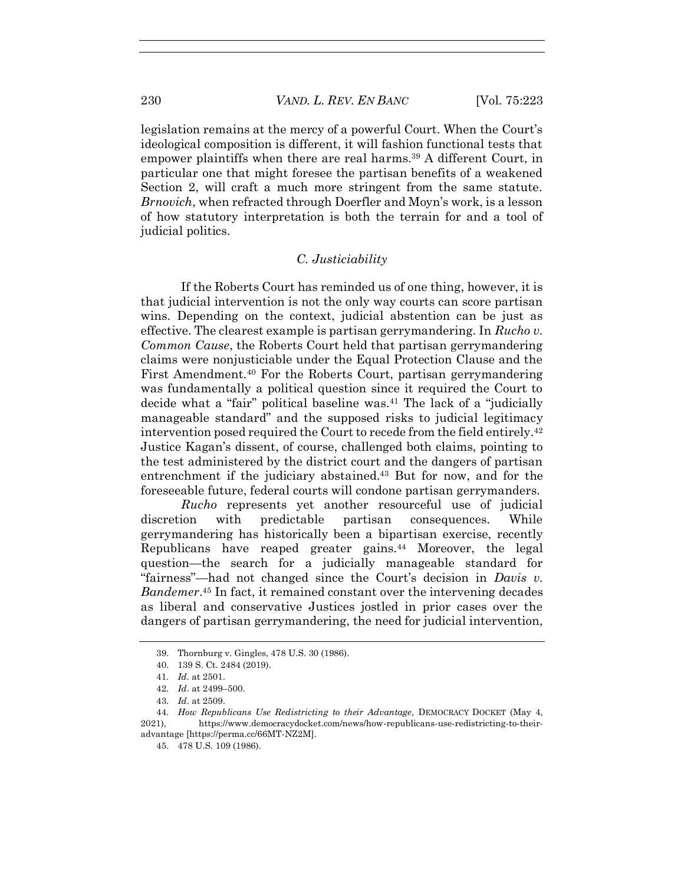legislation remains at the mercy of a powerful Court. When the Court's ideological composition is different, it will fashion functional tests that empower plaintiffs when there are real harms.[39] A different Court, in particular one that might foresee the partisan benefits of a weakened Section 2, will craft a much more stringent from the same statute. *Brnovich*, when refracted through Doerfler and Moyn's work, is a lesson of how statutory interpretation is both the terrain for and a tool of judicial politics.

### *C. Justiciability*

If the Roberts Court has reminded us of one thing, however, it is that judicial intervention is not the only way courts can score partisan wins. Depending on the context, judicial abstention can be just as effective. The clearest example is partisan gerrymandering. In *Rucho v. Common Cause*, the Roberts Court held that partisan gerrymandering claims were nonjusticiable under the Equal Protection Clause and the First Amendment.[40] For the Roberts Court, partisan gerrymandering was fundamentally a political question since it required the Court to decide what a "fair" political baseline was.[41] The lack of a "judicially manageable standard" and the supposed risks to judicial legitimacy intervention posed required the Court to recede from the field entirely.[42] Justice Kagan's dissent, of course, challenged both claims, pointing to the test administered by the district court and the dangers of partisan entrenchment if the judiciary abstained.[43] But for now, and for the foreseeable future, federal courts will condone partisan gerrymanders.

*Rucho* represents yet another resourceful use of judicial discretion with predictable partisan consequences. While gerrymandering has historically been a bipartisan exercise, recently Republicans have reaped greater gains.[44] Moreover, the legal question—the search for a judicially manageable standard for "fairness"—had not changed since the Court's decision in *Davis v. Bandemer*.[45] In fact, it remained constant over the intervening decades as liberal and conservative Justices jostled in prior cases over the dangers of partisan gerrymandering, the need for judicial intervention,

39. Thornburg v. Gingles, 478 U.S. 30 (1986).

40. 139 S. Ct. 2484 (2019).

41. *Id*. at 2501.

42. *Id*. at 2499–500.

43. *Id*. at 2509.

44. *How Republicans Use Redistricting to their Advantage*, DEMOCRACY DOCKET (May 4, 2021), https://www.democracydocket.com/news/how-republicans-use-redistricting-to-their-advantage [https://perma.cc/66MT-NZ2M].

45. 478 U.S. 109 (1986).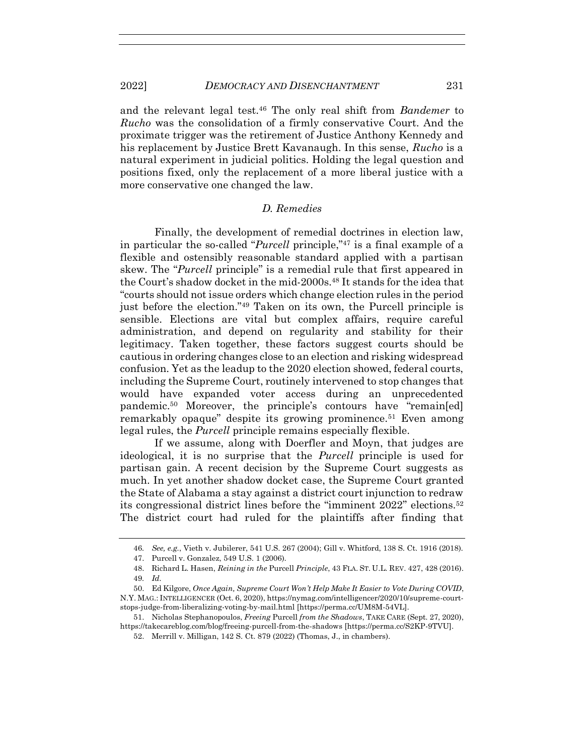and the relevant legal test.[46] The only real shift from *Bandemer* to *Rucho* was the consolidation of a firmly conservative Court. And the proximate trigger was the retirement of Justice Anthony Kennedy and his replacement by Justice Brett Kavanaugh. In this sense, *Rucho* is a natural experiment in judicial politics. Holding the legal question and positions fixed, only the replacement of a more liberal justice with a more conservative one changed the law.

### *D. Remedies*

Finally, the development of remedial doctrines in election law, in particular the so-called "*Purcell* principle,"[47] is a final example of a flexible and ostensibly reasonable standard applied with a partisan skew. The "*Purcell* principle" is a remedial rule that first appeared in the Court's shadow docket in the mid-2000s.[48] It stands for the idea that "courts should not issue orders which change election rules in the period just before the election."[49] Taken on its own, the Purcell principle is sensible. Elections are vital but complex affairs, require careful administration, and depend on regularity and stability for their legitimacy. Taken together, these factors suggest courts should be cautious in ordering changes close to an election and risking widespread confusion. Yet as the leadup to the 2020 election showed, federal courts, including the Supreme Court, routinely intervened to stop changes that would have expanded voter access during an unprecedented pandemic.[50] Moreover, the principle's contours have "remain[ed] remarkably opaque" despite its growing prominence.[51] Even among legal rules, the *Purcell* principle remains especially flexible.

If we assume, along with Doerfler and Moyn, that judges are ideological, it is no surprise that the *Purcell* principle is used for partisan gain. A recent decision by the Supreme Court suggests as much. In yet another shadow docket case, the Supreme Court granted the State of Alabama a stay against a district court injunction to redraw its congressional district lines before the "imminent 2022" elections.[52] The district court had ruled for the plaintiffs after finding that

---

46. *See, e.g.*, Vieth v. Jubilerer, 541 U.S. 267 (2004); Gill v. Whitford, 138 S. Ct. 1916 (2018).

47. Purcell v. Gonzalez, 549 U.S. 1 (2006).

48. Richard L. Hasen, *Reining in the* Purcell *Principle*, 43 FLA. ST. U.L. REV. 427, 428 (2016).

49. *Id*.

50. Ed Kilgore, *Once Again, Supreme Court Won't Help Make It Easier to Vote During COVID*, N.Y. MAG.: INTELLIGENCER (Oct. 6, 2020), https://nymag.com/intelligencer/2020/10/supreme-court-stops-judge-from-liberalizing-voting-by-mail.html [https://perma.cc/UM8M-54VL].

51. Nicholas Stephanopoulos, *Freeing* Purcell *from the Shadows*, TAKE CARE (Sept. 27, 2020), https://takecareblog.com/blog/freeing-purcell-from-the-shadows [https://perma.cc/S2KP-9TVU].

52. Merrill v. Milligan, 142 S. Ct. 879 (2022) (Thomas, J., in chambers).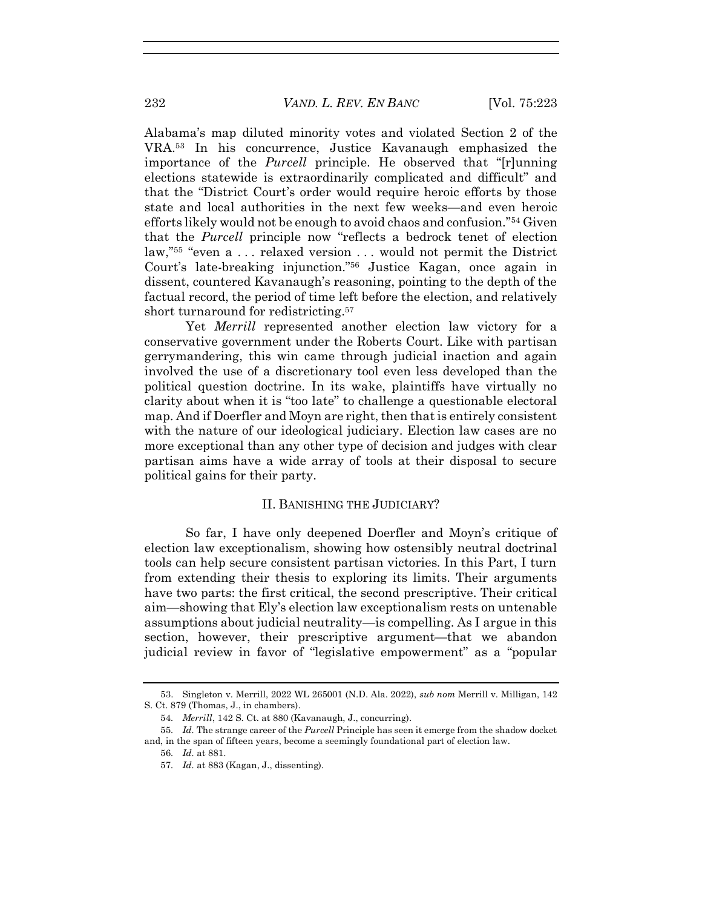Alabama's map diluted minority votes and violated Section 2 of the VRA.[53] In his concurrence, Justice Kavanaugh emphasized the importance of the *Purcell* principle. He observed that "[r]unning elections statewide is extraordinarily complicated and difficult" and that the "District Court's order would require heroic efforts by those state and local authorities in the next few weeks—and even heroic efforts likely would not be enough to avoid chaos and confusion."[54] Given that the *Purcell* principle now "reflects a bedrock tenet of election law,"[55] "even a . . . relaxed version . . . would not permit the District Court's late-breaking injunction."[56] Justice Kagan, once again in dissent, countered Kavanaugh's reasoning, pointing to the depth of the factual record, the period of time left before the election, and relatively short turnaround for redistricting.[57]

Yet *Merrill* represented another election law victory for a conservative government under the Roberts Court. Like with partisan gerrymandering, this win came through judicial inaction and again involved the use of a discretionary tool even less developed than the political question doctrine. In its wake, plaintiffs have virtually no clarity about when it is "too late" to challenge a questionable electoral map. And if Doerfler and Moyn are right, then that is entirely consistent with the nature of our ideological judiciary. Election law cases are no more exceptional than any other type of decision and judges with clear partisan aims have a wide array of tools at their disposal to secure political gains for their party.

## II. BANISHING THE JUDICIARY?

So far, I have only deepened Doerfler and Moyn's critique of election law exceptionalism, showing how ostensibly neutral doctrinal tools can help secure consistent partisan victories. In this Part, I turn from extending their thesis to exploring its limits. Their arguments have two parts: the first critical, the second prescriptive. Their critical aim—showing that Ely's election law exceptionalism rests on untenable assumptions about judicial neutrality—is compelling. As I argue in this section, however, their prescriptive argument—that we abandon judicial review in favor of "legislative empowerment" as a "popular

---

53. Singleton v. Merrill, 2022 WL 265001 (N.D. Ala. 2022), *sub nom* Merrill v. Milligan, 142 S. Ct. 879 (Thomas, J., in chambers).

54. *Merrill*, 142 S. Ct. at 880 (Kavanaugh, J., concurring).

55. *Id.* The strange career of the *Purcell* Principle has seen it emerge from the shadow docket and, in the span of fifteen years, become a seemingly foundational part of election law.

56. *Id.* at 881.

57. *Id.* at 883 (Kagan, J., dissenting).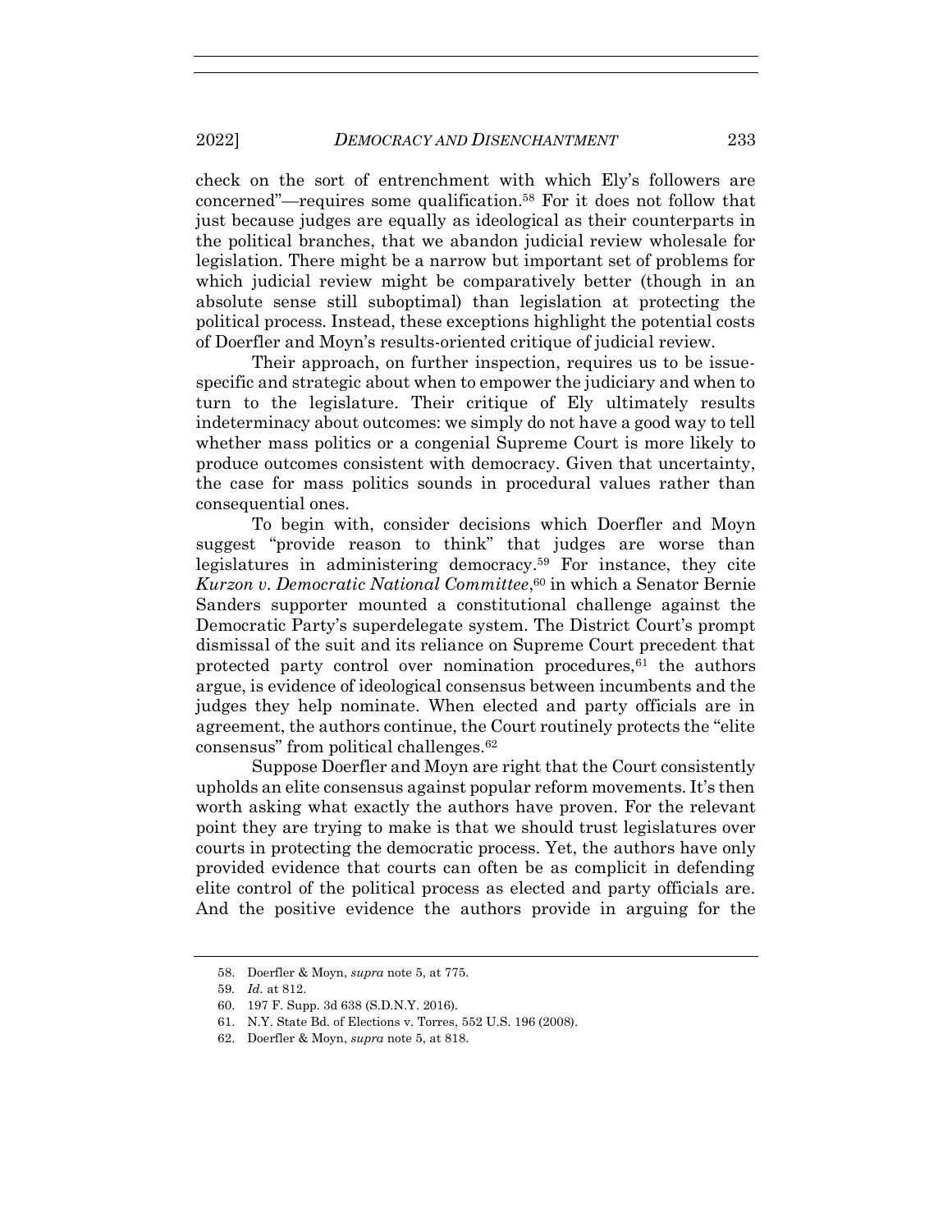check on the sort of entrenchment with which Ely's followers are concerned"—requires some qualification.[58] For it does not follow that just because judges are equally as ideological as their counterparts in the political branches, that we abandon judicial review wholesale for legislation. There might be a narrow but important set of problems for which judicial review might be comparatively better (though in an absolute sense still suboptimal) than legislation at protecting the political process. Instead, these exceptions highlight the potential costs of Doerfler and Moyn's results-oriented critique of judicial review.

Their approach, on further inspection, requires us to be issue-specific and strategic about when to empower the judiciary and when to turn to the legislature. Their critique of Ely ultimately results indeterminacy about outcomes: we simply do not have a good way to tell whether mass politics or a congenial Supreme Court is more likely to produce outcomes consistent with democracy. Given that uncertainty, the case for mass politics sounds in procedural values rather than consequential ones.

To begin with, consider decisions which Doerfler and Moyn suggest "provide reason to think" that judges are worse than legislatures in administering democracy.[59] For instance, they cite *Kurzon v. Democratic National Committee*,[60] in which a Senator Bernie Sanders supporter mounted a constitutional challenge against the Democratic Party's superdelegate system. The District Court's prompt dismissal of the suit and its reliance on Supreme Court precedent that protected party control over nomination procedures,[61] the authors argue, is evidence of ideological consensus between incumbents and the judges they help nominate. When elected and party officials are in agreement, the authors continue, the Court routinely protects the "elite consensus" from political challenges.[62]

Suppose Doerfler and Moyn are right that the Court consistently upholds an elite consensus against popular reform movements. It's then worth asking what exactly the authors have proven. For the relevant point they are trying to make is that we should trust legislatures over courts in protecting the democratic process. Yet, the authors have only provided evidence that courts can often be as complicit in defending elite control of the political process as elected and party officials are. And the positive evidence the authors provide in arguing for the

58. Doerfler & Moyn, *supra* note 5, at 775.

59. *Id.* at 812.

60. 197 F. Supp. 3d 638 (S.D.N.Y. 2016).

61. N.Y. State Bd. of Elections v. Torres, 552 U.S. 196 (2008).

62. Doerfler & Moyn, *supra* note 5, at 818.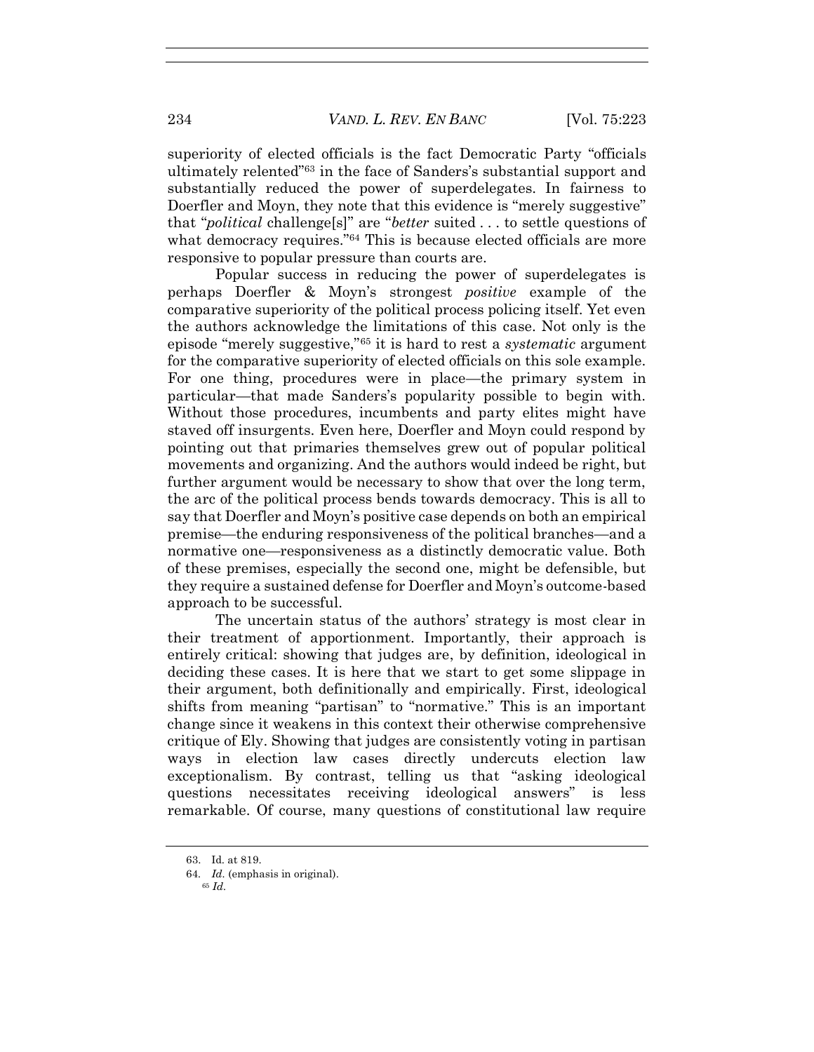superiority of elected officials is the fact Democratic Party "officials ultimately relented"[63] in the face of Sanders's substantial support and substantially reduced the power of superdelegates. In fairness to Doerfler and Moyn, they note that this evidence is "merely suggestive" that "*political* challenge[s]" are "*better* suited . . . to settle questions of what democracy requires."[64] This is because elected officials are more responsive to popular pressure than courts are.

Popular success in reducing the power of superdelegates is perhaps Doerfler & Moyn's strongest *positive* example of the comparative superiority of the political process policing itself. Yet even the authors acknowledge the limitations of this case. Not only is the episode "merely suggestive,"[65] it is hard to rest a *systematic* argument for the comparative superiority of elected officials on this sole example. For one thing, procedures were in place—the primary system in particular—that made Sanders's popularity possible to begin with. Without those procedures, incumbents and party elites might have staved off insurgents. Even here, Doerfler and Moyn could respond by pointing out that primaries themselves grew out of popular political movements and organizing. And the authors would indeed be right, but further argument would be necessary to show that over the long term, the arc of the political process bends towards democracy. This is all to say that Doerfler and Moyn's positive case depends on both an empirical premise—the enduring responsiveness of the political branches—and a normative one—responsiveness as a distinctly democratic value. Both of these premises, especially the second one, might be defensible, but they require a sustained defense for Doerfler and Moyn's outcome-based approach to be successful.

The uncertain status of the authors' strategy is most clear in their treatment of apportionment. Importantly, their approach is entirely critical: showing that judges are, by definition, ideological in deciding these cases. It is here that we start to get some slippage in their argument, both definitionally and empirically. First, ideological shifts from meaning "partisan" to "normative." This is an important change since it weakens in this context their otherwise comprehensive critique of Ely. Showing that judges are consistently voting in partisan ways in election law cases directly undercuts election law exceptionalism. By contrast, telling us that "asking ideological questions necessitates receiving ideological answers" is less remarkable. Of course, many questions of constitutional law require

63. Id. at 819.

64. *Id*. (emphasis in original).

65 *Id*.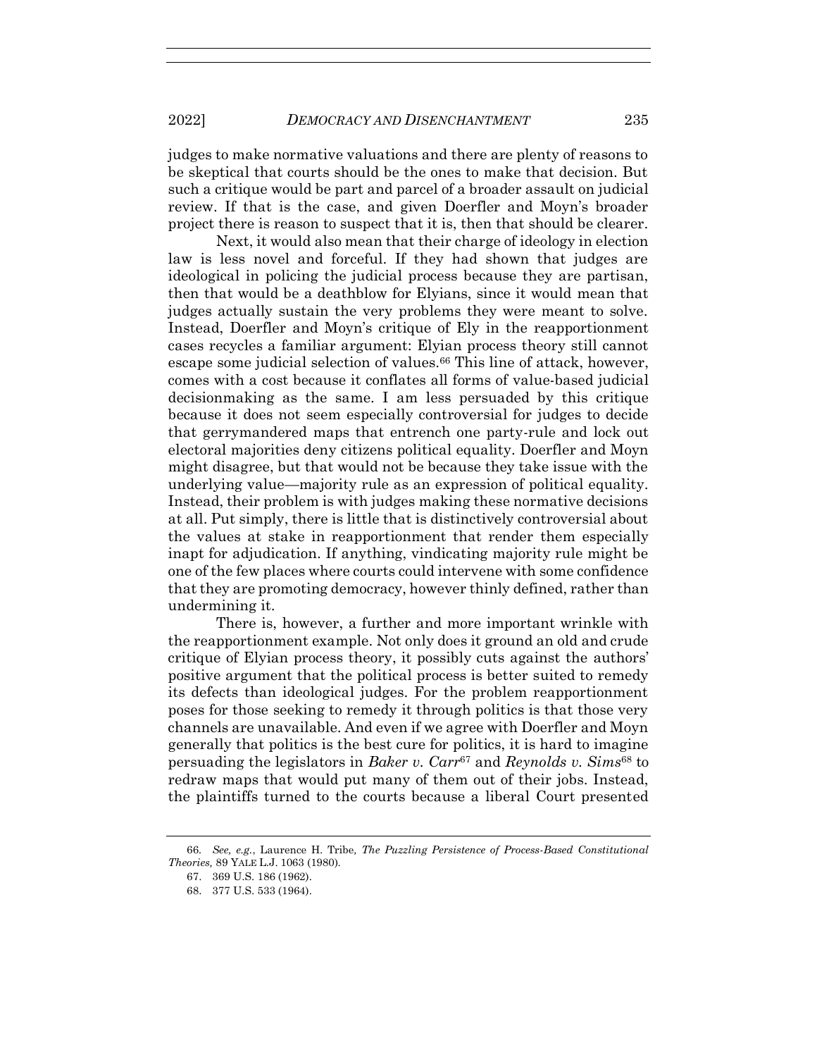judges to make normative valuations and there are plenty of reasons to be skeptical that courts should be the ones to make that decision. But such a critique would be part and parcel of a broader assault on judicial review. If that is the case, and given Doerfler and Moyn's broader project there is reason to suspect that it is, then that should be clearer.

Next, it would also mean that their charge of ideology in election law is less novel and forceful. If they had shown that judges are ideological in policing the judicial process because they are partisan, then that would be a deathblow for Elyians, since it would mean that judges actually sustain the very problems they were meant to solve. Instead, Doerfler and Moyn's critique of Ely in the reapportionment cases recycles a familiar argument: Elyian process theory still cannot escape some judicial selection of values.[66] This line of attack, however, comes with a cost because it conflates all forms of value-based judicial decisionmaking as the same. I am less persuaded by this critique because it does not seem especially controversial for judges to decide that gerrymandered maps that entrench one party-rule and lock out electoral majorities deny citizens political equality. Doerfler and Moyn might disagree, but that would not be because they take issue with the underlying value—majority rule as an expression of political equality. Instead, their problem is with judges making these normative decisions at all. Put simply, there is little that is distinctively controversial about the values at stake in reapportionment that render them especially inapt for adjudication. If anything, vindicating majority rule might be one of the few places where courts could intervene with some confidence that they are promoting democracy, however thinly defined, rather than undermining it.

There is, however, a further and more important wrinkle with the reapportionment example. Not only does it ground an old and crude critique of Elyian process theory, it possibly cuts against the authors' positive argument that the political process is better suited to remedy its defects than ideological judges. For the problem reapportionment poses for those seeking to remedy it through politics is that those very channels are unavailable. And even if we agree with Doerfler and Moyn generally that politics is the best cure for politics, it is hard to imagine persuading the legislators in *Baker v. Carr*[67] and *Reynolds v. Sims*[68] to redraw maps that would put many of them out of their jobs. Instead, the plaintiffs turned to the courts because a liberal Court presented

66. *See, e.g.*, Laurence H. Tribe, *The Puzzling Persistence of Process-Based Constitutional Theories,* 89 YALE L.J. 1063 (1980).

67. 369 U.S. 186 (1962).

68. 377 U.S. 533 (1964).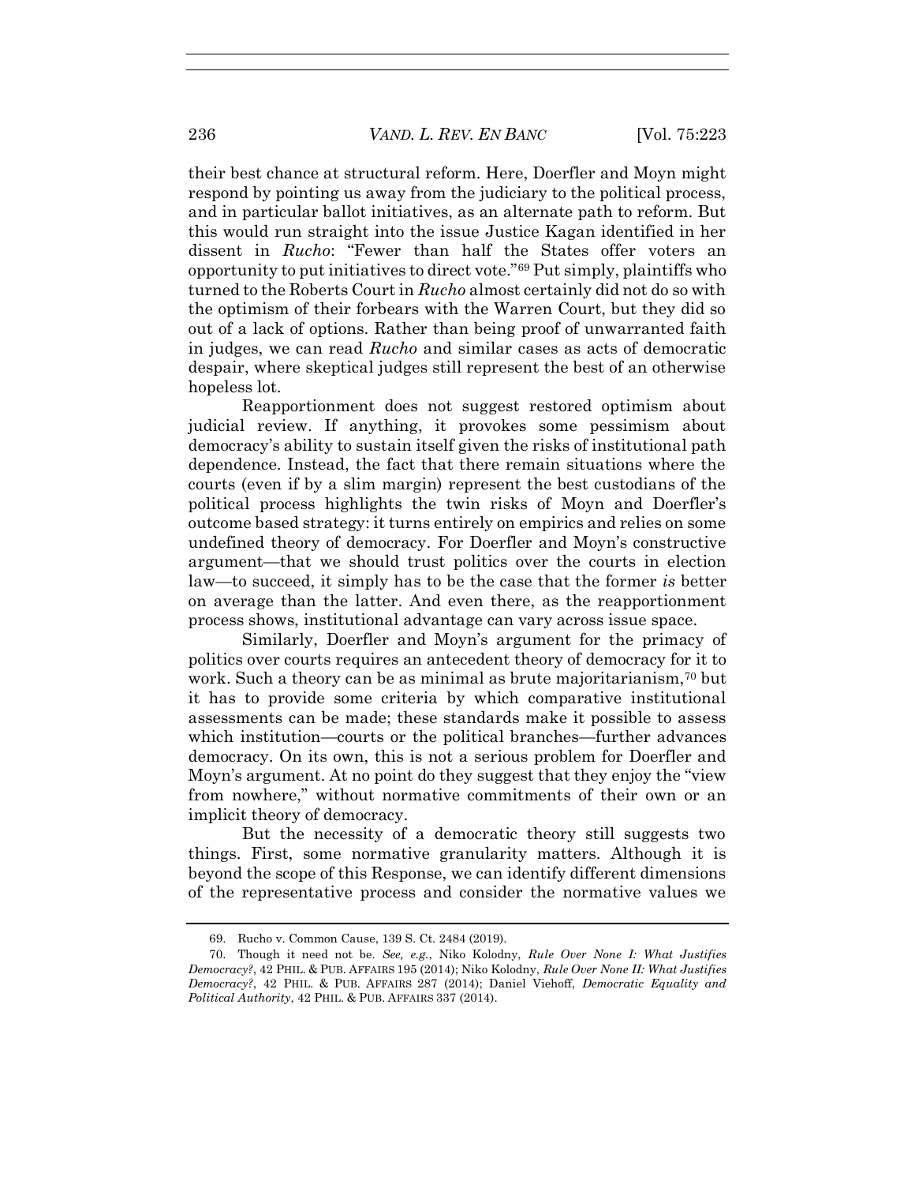their best chance at structural reform. Here, Doerfler and Moyn might respond by pointing us away from the judiciary to the political process, and in particular ballot initiatives, as an alternate path to reform. But this would run straight into the issue Justice Kagan identified in her dissent in *Rucho*: "Fewer than half the States offer voters an opportunity to put initiatives to direct vote."[69] Put simply, plaintiffs who turned to the Roberts Court in *Rucho* almost certainly did not do so with the optimism of their forbears with the Warren Court, but they did so out of a lack of options. Rather than being proof of unwarranted faith in judges, we can read *Rucho* and similar cases as acts of democratic despair, where skeptical judges still represent the best of an otherwise hopeless lot.

Reapportionment does not suggest restored optimism about judicial review. If anything, it provokes some pessimism about democracy's ability to sustain itself given the risks of institutional path dependence. Instead, the fact that there remain situations where the courts (even if by a slim margin) represent the best custodians of the political process highlights the twin risks of Moyn and Doerfler's outcome based strategy: it turns entirely on empirics and relies on some undefined theory of democracy. For Doerfler and Moyn's constructive argument—that we should trust politics over the courts in election law—to succeed, it simply has to be the case that the former *is* better on average than the latter. And even there, as the reapportionment process shows, institutional advantage can vary across issue space.

Similarly, Doerfler and Moyn's argument for the primacy of politics over courts requires an antecedent theory of democracy for it to work. Such a theory can be as minimal as brute majoritarianism,[70] but it has to provide some criteria by which comparative institutional assessments can be made; these standards make it possible to assess which institution—courts or the political branches—further advances democracy. On its own, this is not a serious problem for Doerfler and Moyn's argument. At no point do they suggest that they enjoy the "view from nowhere," without normative commitments of their own or an implicit theory of democracy.

But the necessity of a democratic theory still suggests two things. First, some normative granularity matters. Although it is beyond the scope of this Response, we can identify different dimensions of the representative process and consider the normative values we

69. Rucho v. Common Cause, 139 S. Ct. 2484 (2019).

70. Though it need not be. *See, e.g.*, Niko Kolodny, *Rule Over None I: What Justifies Democracy?*, 42 PHIL. & PUB. AFFAIRS 195 (2014); Niko Kolodny, *Rule Over None II: What Justifies Democracy?*, 42 PHIL. & PUB. AFFAIRS 287 (2014); Daniel Viehoff, *Democratic Equality and Political Authority*, 42 PHIL. & PUB. AFFAIRS 337 (2014).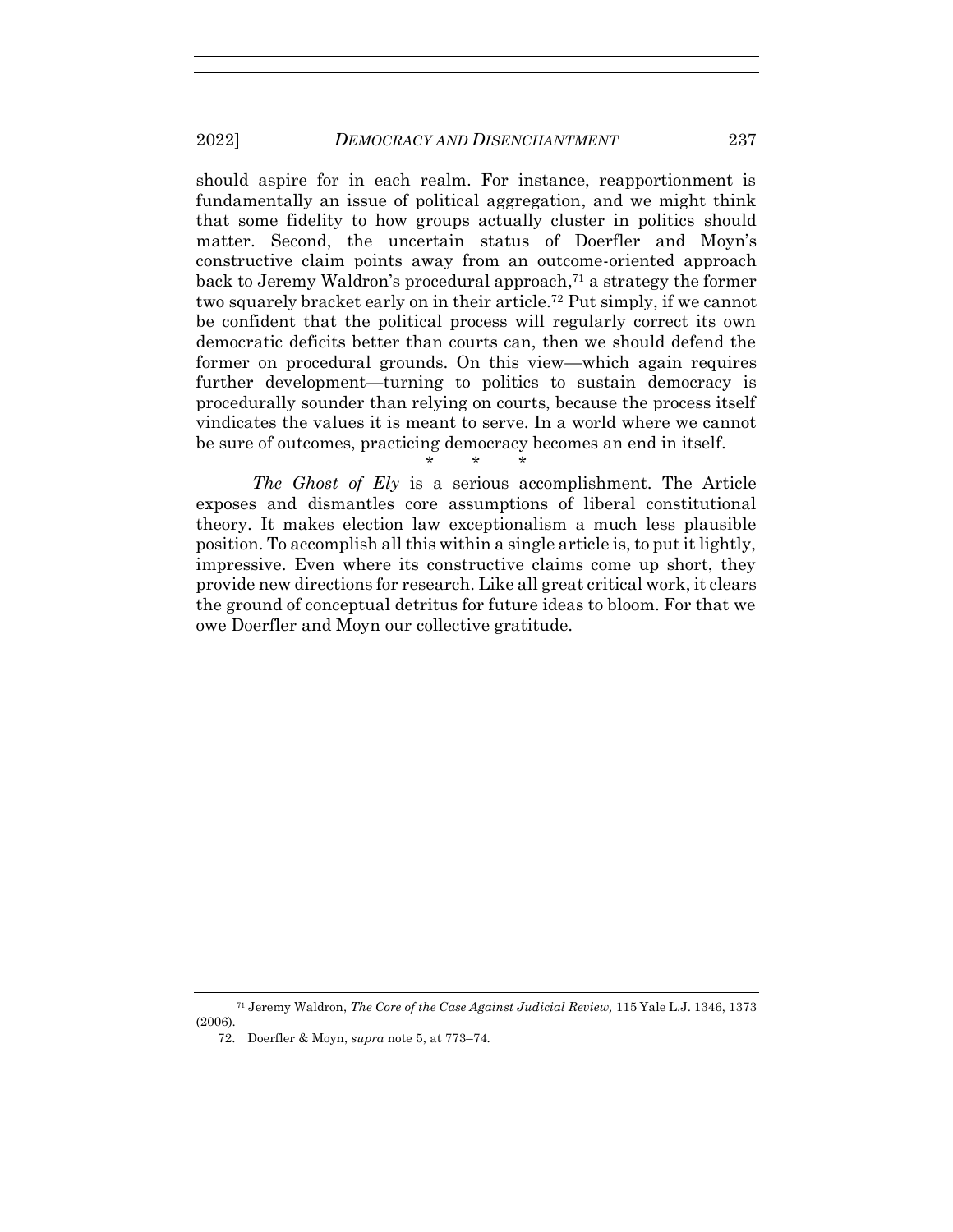should aspire for in each realm. For instance, reapportionment is fundamentally an issue of political aggregation, and we might think that some fidelity to how groups actually cluster in politics should matter. Second, the uncertain status of Doerfler and Moyn's constructive claim points away from an outcome-oriented approach back to Jeremy Waldron's procedural approach,[71] a strategy the former two squarely bracket early on in their article.[72] Put simply, if we cannot be confident that the political process will regularly correct its own democratic deficits better than courts can, then we should defend the former on procedural grounds. On this view—which again requires further development—turning to politics to sustain democracy is procedurally sounder than relying on courts, because the process itself vindicates the values it is meant to serve. In a world where we cannot be sure of outcomes, practicing democracy becomes an end in itself.

\* \* \*

*The Ghost of Ely* is a serious accomplishment. The Article exposes and dismantles core assumptions of liberal constitutional theory. It makes election law exceptionalism a much less plausible position. To accomplish all this within a single article is, to put it lightly, impressive. Even where its constructive claims come up short, they provide new directions for research. Like all great critical work, it clears the ground of conceptual detritus for future ideas to bloom. For that we owe Doerfler and Moyn our collective gratitude.

---

[71] Jeremy Waldron, *The Core of the Case Against Judicial Review,* 115 Yale L.J. 1346, 1373 (2006).

72. Doerfler & Moyn, *supra* note 5, at 773–74.